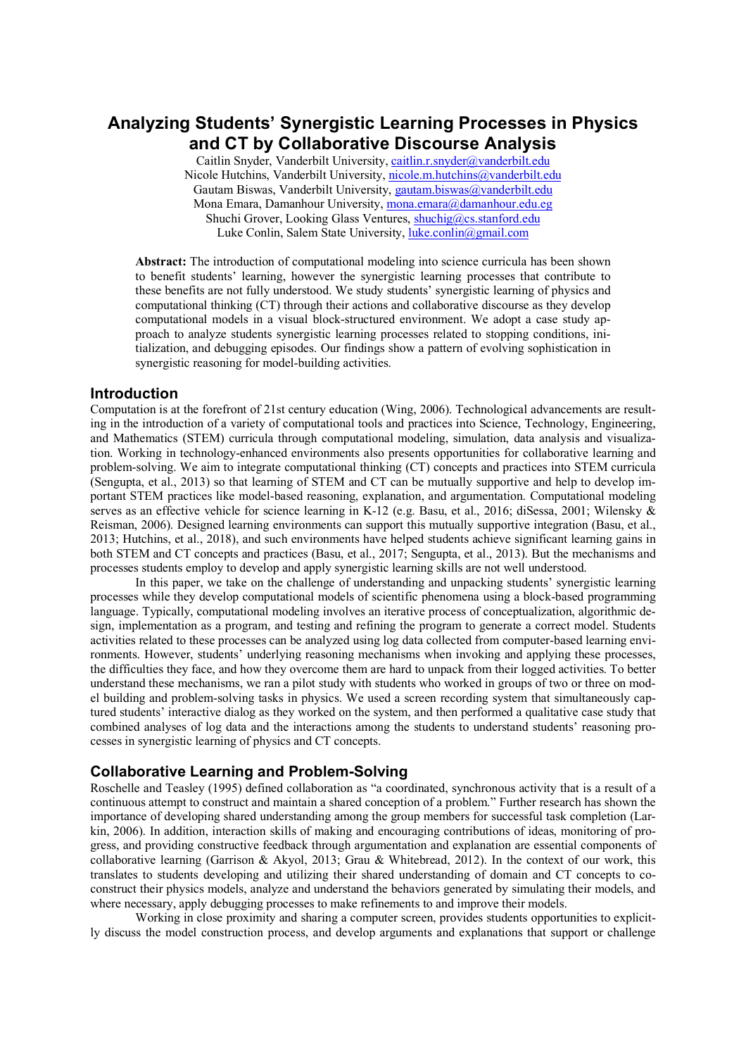# Analyzing Students' Synergistic Learning Processes in Physics and CT by Collaborative Discourse Analysis

Caitlin Snyder, Vanderbilt University, caitlin.r.snyder@vanderbilt.edu
Nicole Hutchins, Vanderbilt University, nicole.m.hutchins@vanderbilt.edu
Gautam Biswas, Vanderbilt University, gautam.biswas@vanderbilt.edu
Mona Emara, Damanhour University, mona.emara@damanhour.edu.eg
Shuchi Grover, Looking Glass Ventures, shuchig@cs.stanford.edu
Luke Conlin, Salem State University, luke.conlin@gmail.com

**Abstract:** The introduction of computational modeling into science curricula has been shown to benefit students' learning, however the synergistic learning processes that contribute to these benefits are not fully understood. We study students' synergistic learning of physics and computational thinking (CT) through their actions and collaborative discourse as they develop computational models in a visual block-structured environment. We adopt a case study approach to analyze students synergistic learning processes related to stopping conditions, initialization, and debugging episodes. Our findings show a pattern of evolving sophistication in synergistic reasoning for model-building activities.

## Introduction

Computation is at the forefront of 21st century education (Wing, 2006). Technological advancements are resulting in the introduction of a variety of computational tools and practices into Science, Technology, Engineering, and Mathematics (STEM) curricula through computational modeling, simulation, data analysis and visualization. Working in technology-enhanced environments also presents opportunities for collaborative learning and problem-solving. We aim to integrate computational thinking (CT) concepts and practices into STEM curricula (Sengupta, et al., 2013) so that learning of STEM and CT can be mutually supportive and help to develop important STEM practices like model-based reasoning, explanation, and argumentation. Computational modeling serves as an effective vehicle for science learning in K-12 (e.g. Basu, et al., 2016; diSessa, 2001; Wilensky & Reisman, 2006). Designed learning environments can support this mutually supportive integration (Basu, et al., 2013; Hutchins, et al., 2018), and such environments have helped students achieve significant learning gains in both STEM and CT concepts and practices (Basu, et al., 2017; Sengupta, et al., 2013). But the mechanisms and processes students employ to develop and apply synergistic learning skills are not well understood.

In this paper, we take on the challenge of understanding and unpacking students' synergistic learning processes while they develop computational models of scientific phenomena using a block-based programming language. Typically, computational modeling involves an iterative process of conceptualization, algorithmic design, implementation as a program, and testing and refining the program to generate a correct model. Students activities related to these processes can be analyzed using log data collected from computer-based learning environments. However, students' underlying reasoning mechanisms when invoking and applying these processes, the difficulties they face, and how they overcome them are hard to unpack from their logged activities. To better understand these mechanisms, we ran a pilot study with students who worked in groups of two or three on model building and problem-solving tasks in physics. We used a screen recording system that simultaneously captured students' interactive dialog as they worked on the system, and then performed a qualitative case study that combined analyses of log data and the interactions among the students to understand students' reasoning processes in synergistic learning of physics and CT concepts.

## Collaborative Learning and Problem-Solving

Roschelle and Teasley (1995) defined collaboration as "a coordinated, synchronous activity that is a result of a continuous attempt to construct and maintain a shared conception of a problem." Further research has shown the importance of developing shared understanding among the group members for successful task completion (Larkin, 2006). In addition, interaction skills of making and encouraging contributions of ideas, monitoring of progress, and providing constructive feedback through argumentation and explanation are essential components of collaborative learning (Garrison & Akyol, 2013; Grau & Whitebread, 2012). In the context of our work, this translates to students developing and utilizing their shared understanding of domain and CT concepts to co-construct their physics models, analyze and understand the behaviors generated by simulating their models, and where necessary, apply debugging processes to make refinements to and improve their models.

Working in close proximity and sharing a computer screen, provides students opportunities to explicitly discuss the model construction process, and develop arguments and explanations that support or challenge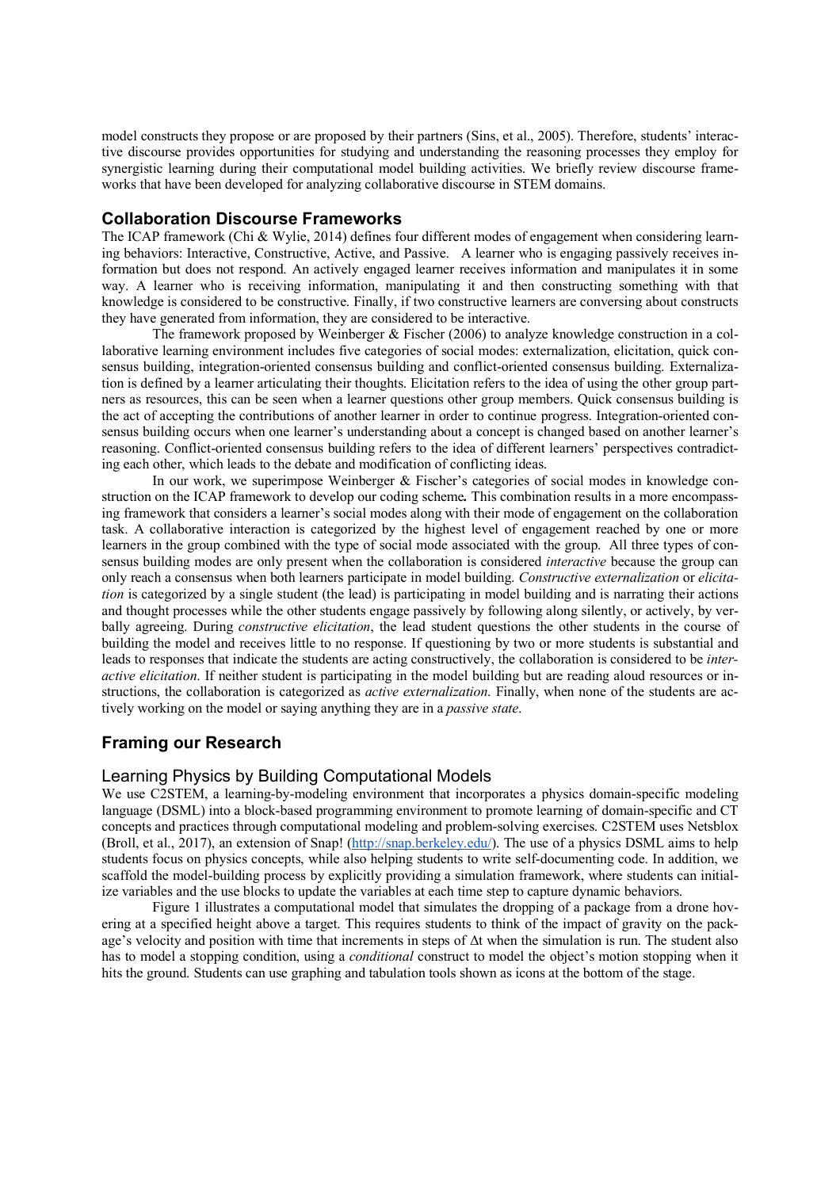model constructs they propose or are proposed by their partners (Sins, et al., 2005). Therefore, students' interactive discourse provides opportunities for studying and understanding the reasoning processes they employ for synergistic learning during their computational model building activities. We briefly review discourse frameworks that have been developed for analyzing collaborative discourse in STEM domains.

## Collaboration Discourse Frameworks

The ICAP framework (Chi & Wylie, 2014) defines four different modes of engagement when considering learning behaviors: Interactive, Constructive, Active, and Passive. A learner who is engaging passively receives information but does not respond. An actively engaged learner receives information and manipulates it in some way. A learner who is receiving information, manipulating it and then constructing something with that knowledge is considered to be constructive. Finally, if two constructive learners are conversing about constructs they have generated from information, they are considered to be interactive.

The framework proposed by Weinberger & Fischer (2006) to analyze knowledge construction in a collaborative learning environment includes five categories of social modes: externalization, elicitation, quick consensus building, integration-oriented consensus building and conflict-oriented consensus building. Externalization is defined by a learner articulating their thoughts. Elicitation refers to the idea of using the other group partners as resources, this can be seen when a learner questions other group members. Quick consensus building is the act of accepting the contributions of another learner in order to continue progress. Integration-oriented consensus building occurs when one learner's understanding about a concept is changed based on another learner's reasoning. Conflict-oriented consensus building refers to the idea of different learners' perspectives contradicting each other, which leads to the debate and modification of conflicting ideas.

In our work, we superimpose Weinberger & Fischer's categories of social modes in knowledge construction on the ICAP framework to develop our coding scheme**.** This combination results in a more encompassing framework that considers a learner's social modes along with their mode of engagement on the collaboration task. A collaborative interaction is categorized by the highest level of engagement reached by one or more learners in the group combined with the type of social mode associated with the group. All three types of consensus building modes are only present when the collaboration is considered *interactive* because the group can only reach a consensus when both learners participate in model building. *Constructive externalization* or *elicitation* is categorized by a single student (the lead) is participating in model building and is narrating their actions and thought processes while the other students engage passively by following along silently, or actively, by verbally agreeing. During *constructive elicitation*, the lead student questions the other students in the course of building the model and receives little to no response. If questioning by two or more students is substantial and leads to responses that indicate the students are acting constructively, the collaboration is considered to be *interactive elicitation*. If neither student is participating in the model building but are reading aloud resources or instructions, the collaboration is categorized as *active externalization*. Finally, when none of the students are actively working on the model or saying anything they are in a *passive state*.

## Framing our Research

### Learning Physics by Building Computational Models

We use C2STEM, a learning-by-modeling environment that incorporates a physics domain-specific modeling language (DSML) into a block-based programming environment to promote learning of domain-specific and CT concepts and practices through computational modeling and problem-solving exercises. C2STEM uses Netsblox (Broll, et al., 2017), an extension of Snap! (http://snap.berkeley.edu/). The use of a physics DSML aims to help students focus on physics concepts, while also helping students to write self-documenting code. In addition, we scaffold the model-building process by explicitly providing a simulation framework, where students can initialize variables and the use blocks to update the variables at each time step to capture dynamic behaviors.

Figure 1 illustrates a computational model that simulates the dropping of a package from a drone hovering at a specified height above a target. This requires students to think of the impact of gravity on the package's velocity and position with time that increments in steps of $\Delta t$ when the simulation is run. The student also has to model a stopping condition, using a *conditional* construct to model the object's motion stopping when it hits the ground. Students can use graphing and tabulation tools shown as icons at the bottom of the stage.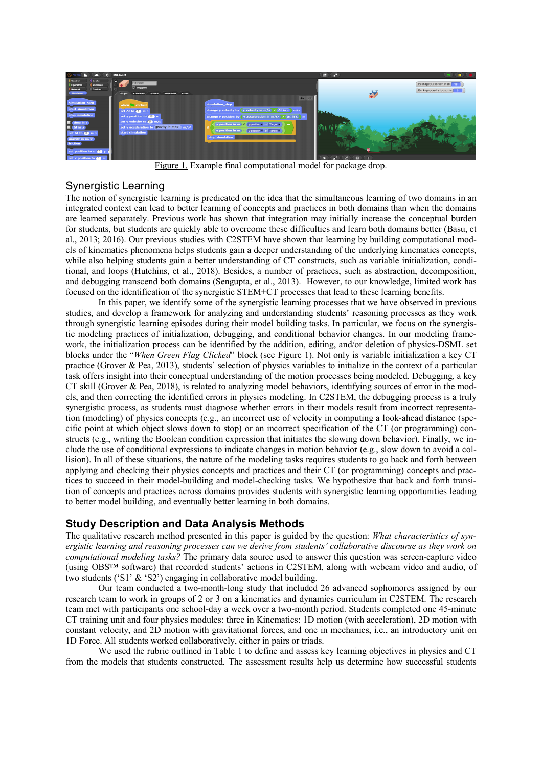Figure 1. Example final computational model for package drop.

## Synergistic Learning

The notion of synergistic learning is predicated on the idea that the simultaneous learning of two domains in an integrated context can lead to better learning of concepts and practices in both domains than when the domains are learned separately. Previous work has shown that integration may initially increase the conceptual burden for students, but students are quickly able to overcome these difficulties and learn both domains better (Basu, et al., 2013; 2016). Our previous studies with C2STEM have shown that learning by building computational models of kinematics phenomena helps students gain a deeper understanding of the underlying kinematics concepts, while also helping students gain a better understanding of CT constructs, such as variable initialization, conditional, and loops (Hutchins, et al., 2018). Besides, a number of practices, such as abstraction, decomposition, and debugging transcend both domains (Sengupta, et al., 2013). However, to our knowledge, limited work has focused on the identification of the synergistic STEM+CT processes that lead to these learning benefits.

In this paper, we identify some of the synergistic learning processes that we have observed in previous studies, and develop a framework for analyzing and understanding students' reasoning processes as they work through synergistic learning episodes during their model building tasks. In particular, we focus on the synergistic modeling practices of initialization, debugging, and conditional behavior changes. In our modeling framework, the initialization process can be identified by the addition, editing, and/or deletion of physics-DSML set blocks under the "*When Green Flag Clicked*" block (see Figure 1). Not only is variable initialization a key CT practice (Grover & Pea, 2013), students' selection of physics variables to initialize in the context of a particular task offers insight into their conceptual understanding of the motion processes being modeled. Debugging, a key CT skill (Grover & Pea, 2018), is related to analyzing model behaviors, identifying sources of error in the models, and then correcting the identified errors in physics modeling. In C2STEM, the debugging process is a truly synergistic process, as students must diagnose whether errors in their models result from incorrect representation (modeling) of physics concepts (e.g., an incorrect use of velocity in computing a look-ahead distance (specific point at which object slows down to stop) or an incorrect specification of the CT (or programming) constructs (e.g., writing the Boolean condition expression that initiates the slowing down behavior). Finally, we include the use of conditional expressions to indicate changes in motion behavior (e.g., slow down to avoid a collision). In all of these situations, the nature of the modeling tasks requires students to go back and forth between applying and checking their physics concepts and practices and their CT (or programming) concepts and practices to succeed in their model-building and model-checking tasks. We hypothesize that back and forth transition of concepts and practices across domains provides students with synergistic learning opportunities leading to better model building, and eventually better learning in both domains.

## Study Description and Data Analysis Methods

The qualitative research method presented in this paper is guided by the question: *What characteristics of synergistic learning and reasoning processes can we derive from students' collaborative discourse as they work on computational modeling tasks?* The primary data source used to answer this question was screen-capture video (using OBS™ software) that recorded students' actions in C2STEM, along with webcam video and audio, of two students ('S1' & 'S2') engaging in collaborative model building.

Our team conducted a two-month-long study that included 26 advanced sophomores assigned by our research team to work in groups of 2 or 3 on a kinematics and dynamics curriculum in C2STEM. The research team met with participants one school-day a week over a two-month period. Students completed one 45-minute CT training unit and four physics modules: three in Kinematics: 1D motion (with acceleration), 2D motion with constant velocity, and 2D motion with gravitational forces, and one in mechanics, i.e., an introductory unit on 1D Force. All students worked collaboratively, either in pairs or triads.

We used the rubric outlined in Table 1 to define and assess key learning objectives in physics and CT from the models that students constructed. The assessment results help us determine how successful students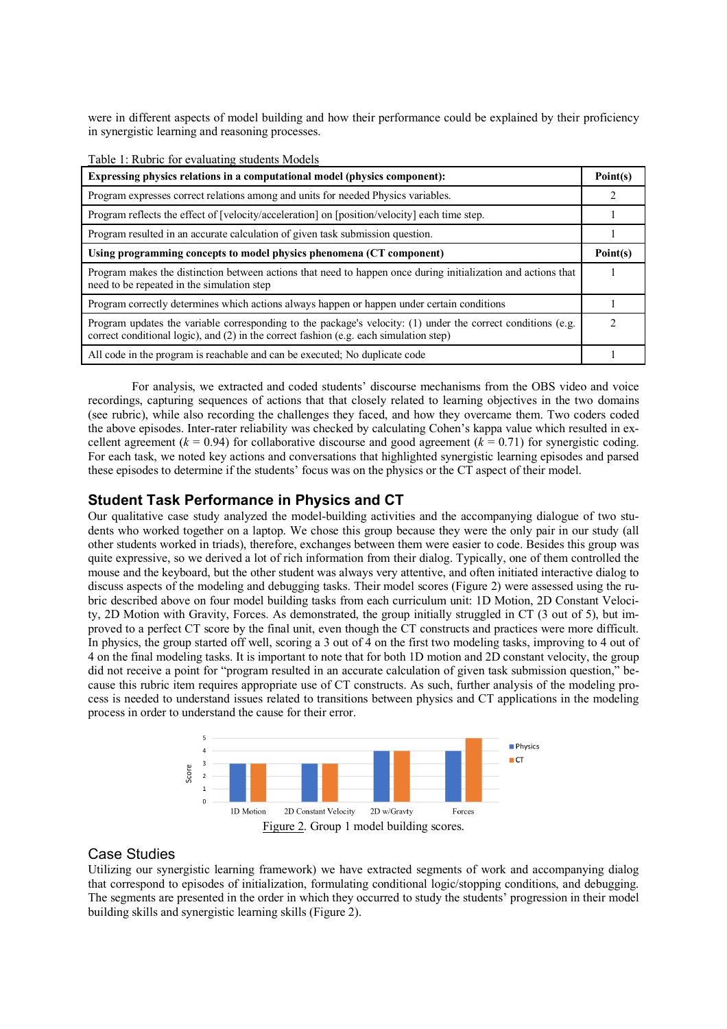were in different aspects of model building and how their performance could be explained by their proficiency in synergistic learning and reasoning processes.

Table 1: Rubric for evaluating students Models

| **Expressing physics relations in a computational model (physics component):** | **Point(s)** |
|---|---|
| Program expresses correct relations among and units for needed Physics variables. | 2 |
| Program reflects the effect of [velocity/acceleration] on [position/velocity] each time step. | 1 |
| Program resulted in an accurate calculation of given task submission question. | 1 |
| **Using programming concepts to model physics phenomena (CT component)** | **Point(s)** |
| Program makes the distinction between actions that need to happen once during initialization and actions that need to be repeated in the simulation step | 1 |
| Program correctly determines which actions always happen or happen under certain conditions | 1 |
| Program updates the variable corresponding to the package's velocity: (1) under the correct conditions (e.g. correct conditional logic), and (2) in the correct fashion (e.g. each simulation step) | 2 |
| All code in the program is reachable and can be executed; No duplicate code | 1 |

For analysis, we extracted and coded students' discourse mechanisms from the OBS video and voice recordings, capturing sequences of actions that that closely related to learning objectives in the two domains (see rubric), while also recording the challenges they faced, and how they overcame them. Two coders coded the above episodes. Inter-rater reliability was checked by calculating Cohen's kappa value which resulted in excellent agreement ($k = 0.94$) for collaborative discourse and good agreement ($k = 0.71$) for synergistic coding. For each task, we noted key actions and conversations that highlighted synergistic learning episodes and parsed these episodes to determine if the students' focus was on the physics or the CT aspect of their model.

## Student Task Performance in Physics and CT

Our qualitative case study analyzed the model-building activities and the accompanying dialogue of two students who worked together on a laptop. We chose this group because they were the only pair in our study (all other students worked in triads), therefore, exchanges between them were easier to code. Besides this group was quite expressive, so we derived a lot of rich information from their dialog. Typically, one of them controlled the mouse and the keyboard, but the other student was always very attentive, and often initiated interactive dialog to discuss aspects of the modeling and debugging tasks. Their model scores (Figure 2) were assessed using the rubric described above on four model building tasks from each curriculum unit: 1D Motion, 2D Constant Velocity, 2D Motion with Gravity, Forces. As demonstrated, the group initially struggled in CT (3 out of 5), but improved to a perfect CT score by the final unit, even though the CT constructs and practices were more difficult. In physics, the group started off well, scoring a 3 out of 4 on the first two modeling tasks, improving to 4 out of 4 on the final modeling tasks. It is important to note that for both 1D motion and 2D constant velocity, the group did not receive a point for "program resulted in an accurate calculation of given task submission question," because this rubric item requires appropriate use of CT constructs. As such, further analysis of the modeling process is needed to understand issues related to transitions between physics and CT applications in the modeling process in order to understand the cause for their error.

Figure 2. Group 1 model building scores.

## Case Studies

Utilizing our synergistic learning framework) we have extracted segments of work and accompanying dialog that correspond to episodes of initialization, formulating conditional logic/stopping conditions, and debugging. The segments are presented in the order in which they occurred to study the students' progression in their model building skills and synergistic learning skills (Figure 2).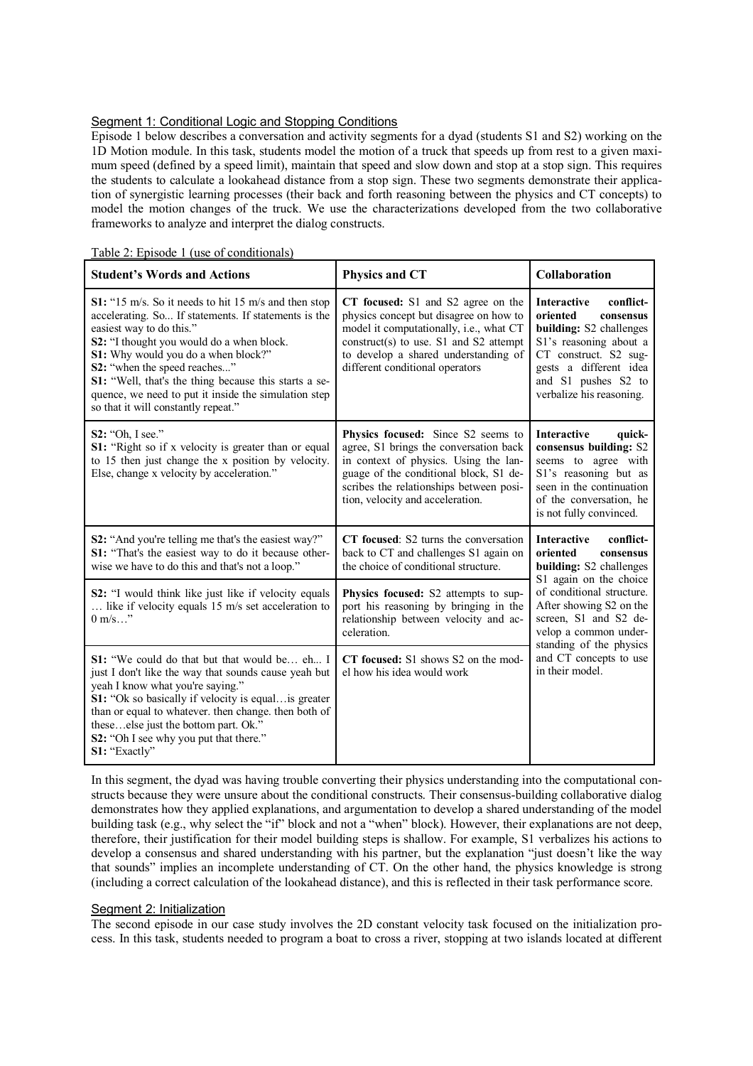Segment 1: Conditional Logic and Stopping Conditions

Episode 1 below describes a conversation and activity segments for a dyad (students S1 and S2) working on the 1D Motion module. In this task, students model the motion of a truck that speeds up from rest to a given maximum speed (defined by a speed limit), maintain that speed and slow down and stop at a stop sign. This requires the students to calculate a lookahead distance from a stop sign. These two segments demonstrate their application of synergistic learning processes (their back and forth reasoning between the physics and CT concepts) to model the motion changes of the truck. We use the characterizations developed from the two collaborative frameworks to analyze and interpret the dialog constructs.

Table 2: Episode 1 (use of conditionals)

| Student's Words and Actions | Physics and CT | Collaboration |
|---|---|---|
| **S1:** "15 m/s. So it needs to hit 15 m/s and then stop accelerating. So... If statements. If statements is the easiest way to do this." **S2:** "I thought you would do a when block. **S1:** Why would you do a when block?" **S2:** "when the speed reaches..." **S1:** "Well, that's the thing because this starts a sequence, we need to put it inside the simulation step so that it will constantly repeat." | **CT focused:** S1 and S2 agree on the physics concept but disagree on how to model it computationally, i.e., what CT construct(s) to use. S1 and S2 attempt to develop a shared understanding of different conditional operators | **Interactive conflict-oriented consensus building:** S2 challenges S1's reasoning about a CT construct. S2 suggests a different idea and S1 pushes S2 to verbalize his reasoning. |
| **S2:** "Oh, I see." **S1:** "Right so if x velocity is greater than or equal to 15 then just change the x position by velocity. Else, change x velocity by acceleration." | **Physics focused:** Since S2 seems to agree, S1 brings the conversation back in context of physics. Using the language of the conditional block, S1 describes the relationships between position, velocity and acceleration. | **Interactive quick-consensus building:** S2 seems to agree with S1's reasoning but as seen in the continuation of the conversation, he is not fully convinced. |
| **S2:** "And you're telling me that's the easiest way?" **S1:** "That's the easiest way to do it because otherwise we have to do this and that's not a loop." | **CT focused**: S2 turns the conversation back to CT and challenges S1 again on the choice of conditional structure. | **Interactive conflict-oriented consensus building:** S2 challenges S1 again on the choice of conditional structure. After showing S2 on the screen, S1 and S2 develop a common understanding of the physics and CT concepts to use in their model. |
| **S2:** "I would think like just like if velocity equals … like if velocity equals 15 m/s set acceleration to 0 m/s…" | **Physics focused:** S2 attempts to support his reasoning by bringing in the relationship between velocity and acceleration. | |
| **S1:** "We could do that but that would be… eh... I just I don't like the way that sounds cause yeah but yeah I know what you're saying." **S1:** "Ok so basically if velocity is equal…is greater than or equal to whatever. then change. then both of these…else just the bottom part. Ok." **S2:** "Oh I see why you put that there." **S1:** "Exactly" | **CT focused:** S1 shows S2 on the model how his idea would work | |

In this segment, the dyad was having trouble converting their physics understanding into the computational constructs because they were unsure about the conditional constructs. Their consensus-building collaborative dialog demonstrates how they applied explanations, and argumentation to develop a shared understanding of the model building task (e.g., why select the "if" block and not a "when" block). However, their explanations are not deep, therefore, their justification for their model building steps is shallow. For example, S1 verbalizes his actions to develop a consensus and shared understanding with his partner, but the explanation "just doesn't like the way that sounds" implies an incomplete understanding of CT. On the other hand, the physics knowledge is strong (including a correct calculation of the lookahead distance), and this is reflected in their task performance score.

Segment 2: Initialization

The second episode in our case study involves the 2D constant velocity task focused on the initialization process. In this task, students needed to program a boat to cross a river, stopping at two islands located at different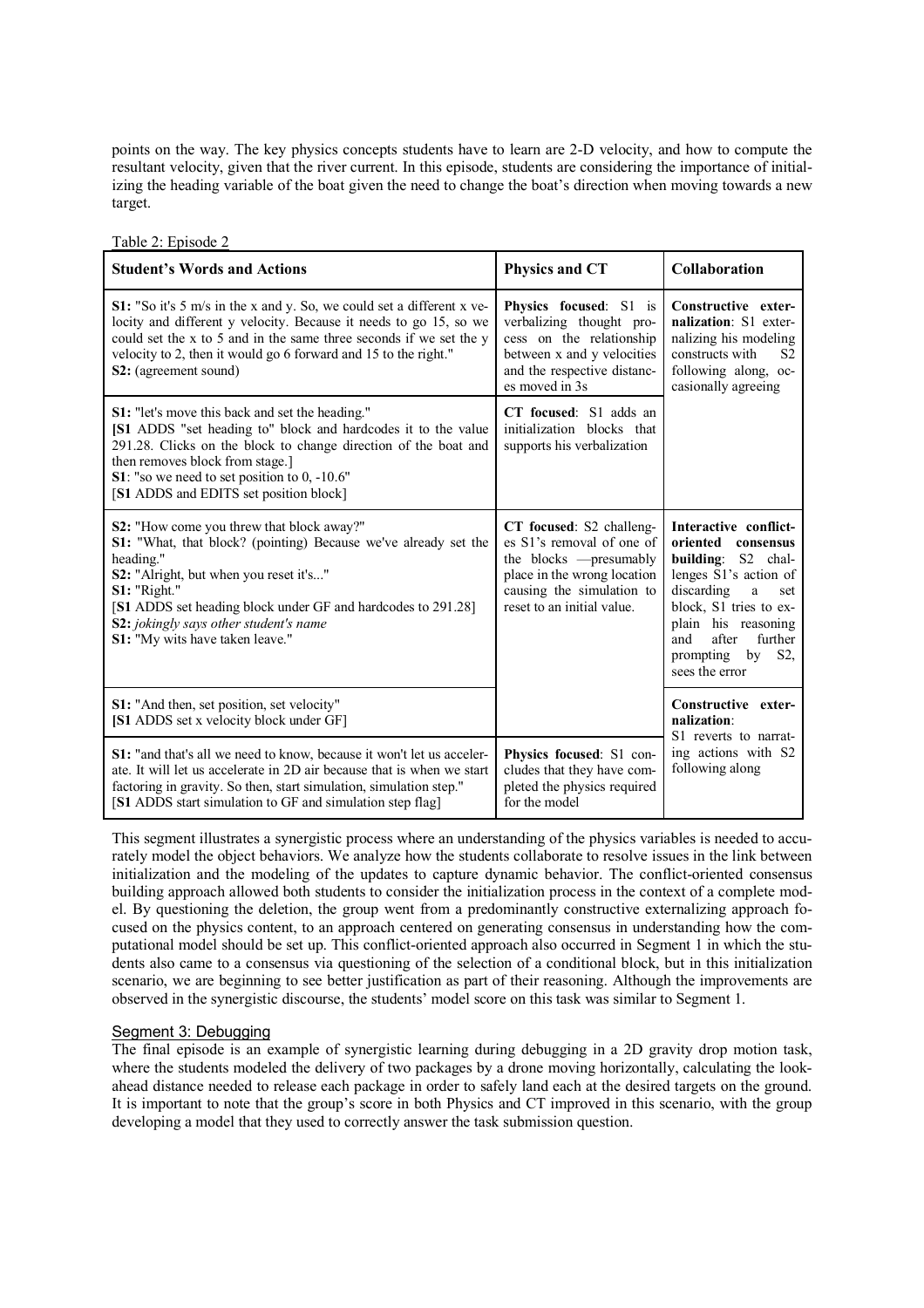points on the way. The key physics concepts students have to learn are 2-D velocity, and how to compute the resultant velocity, given that the river current. In this episode, students are considering the importance of initializing the heading variable of the boat given the need to change the boat's direction when moving towards a new target.

Table 2: Episode 2

| Student's Words and Actions | Physics and CT | Collaboration |
|---|---|---|
| **S1:** "So it's 5 m/s in the x and y. So, we could set a different x velocity and different y velocity. Because it needs to go 15, so we could set the x to 5 and in the same three seconds if we set the y velocity to 2, then it would go 6 forward and 15 to the right." **S2:** (agreement sound) | **Physics focused**: S1 is verbalizing thought process on the relationship between x and y velocities and the respective distances moved in 3s | **Constructive externalization**: S1 externalizing his modeling constructs with S2 following along, occasionally agreeing |
| **S1:** "let's move this back and set the heading." **[S1** ADDS "set heading to" block and hardcodes it to the value 291.28. Clicks on the block to change direction of the boat and then removes block from stage.] **S1**: "so we need to set position to 0, -10.6" [**S1** ADDS and EDITS set position block] | **CT focused**: S1 adds an initialization blocks that supports his verbalization | |
| **S2:** "How come you threw that block away?" **S1:** "What, that block? (pointing) Because we've already set the heading." **S2:** "Alright, but when you reset it's..." **S1:** "Right." [**S1** ADDS set heading block under GF and hardcodes to 291.28] **S2:** *jokingly says other student's name* **S1:** "My wits have taken leave." | **CT focused**: S2 challenges S1's removal of one of the blocks —presumably place in the wrong location causing the simulation to reset to an initial value. | **Interactive conflict-oriented consensus building**: S2 challenges S1's action of discarding a set block, S1 tries to explain his reasoning and after further prompting by S2, sees the error |
| **S1:** "And then, set position, set velocity" [**S1** ADDS set x velocity block under GF] | | **Constructive externalization**: S1 reverts to narrating actions with S2 following along |
| **S1:** "and that's all we need to know, because it won't let us accelerate. It will let us accelerate in 2D air because that is when we start factoring in gravity. So then, start simulation, simulation step." [**S1** ADDS start simulation to GF and simulation step flag] | **Physics focused**: S1 concludes that they have completed the physics required for the model | |

This segment illustrates a synergistic process where an understanding of the physics variables is needed to accurately model the object behaviors. We analyze how the students collaborate to resolve issues in the link between initialization and the modeling of the updates to capture dynamic behavior. The conflict-oriented consensus building approach allowed both students to consider the initialization process in the context of a complete model. By questioning the deletion, the group went from a predominantly constructive externalizing approach focused on the physics content, to an approach centered on generating consensus in understanding how the computational model should be set up. This conflict-oriented approach also occurred in Segment 1 in which the students also came to a consensus via questioning of the selection of a conditional block, but in this initialization scenario, we are beginning to see better justification as part of their reasoning. Although the improvements are observed in the synergistic discourse, the students' model score on this task was similar to Segment 1.

## Segment 3: Debugging

The final episode is an example of synergistic learning during debugging in a 2D gravity drop motion task, where the students modeled the delivery of two packages by a drone moving horizontally, calculating the look-ahead distance needed to release each package in order to safely land each at the desired targets on the ground. It is important to note that the group's score in both Physics and CT improved in this scenario, with the group developing a model that they used to correctly answer the task submission question.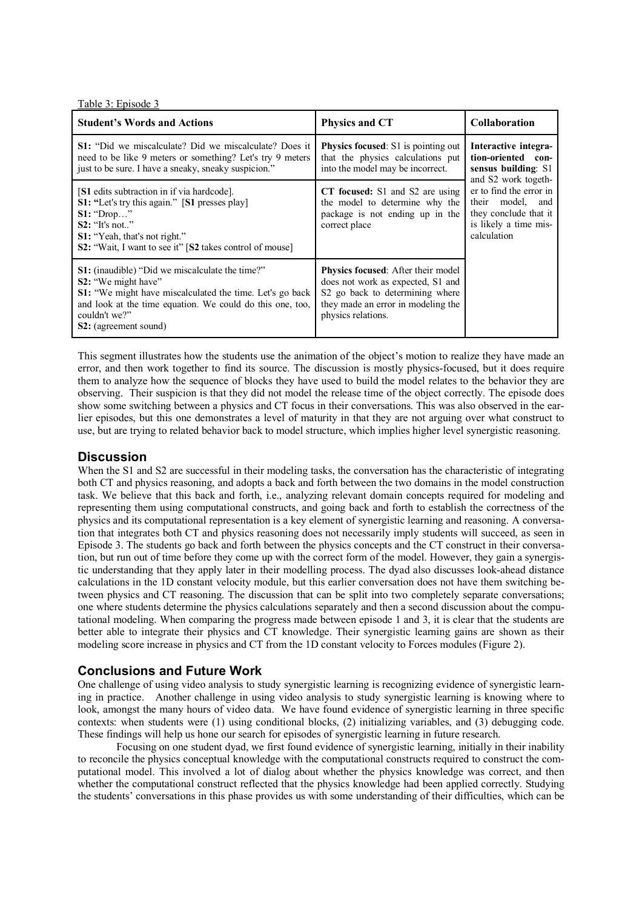Table 3: Episode 3

| Student's Words and Actions | Physics and CT | Collaboration |
|---|---|---|
| **S1:** "Did we miscalculate? Did we miscalculate? Does it need to be like 9 meters or something? Let's try 9 meters just to be sure. I have a sneaky, sneaky suspicion." | **Physics focused**: S1 is pointing out that the physics calculations put into the model may be incorrect. | **Interactive integration-oriented consensus building**: S1 and S2 work together to find the error in their model, and they conclude that it is likely a time miscalculation |
| [**S1** edits subtraction in if via hardcode]. **S1: "**Let's try this again." [**S1** presses play] **S1:** "Drop…" **S2:** "It's not.." **S1:** "Yeah, that's not right." **S2:** "Wait, I want to see it" [**S2** takes control of mouse] | **CT focused:** S1 and S2 are using the model to determine why the package is not ending up in the correct place | |
| **S1:** (inaudible) "Did we miscalculate the time?" **S2:** "We might have" **S1:** "We might have miscalculated the time. Let's go back and look at the time equation. We could do this one, too, couldn't we?" **S2:** (agreement sound) | **Physics focused**: After their model does not work as expected, S1 and S2 go back to determining where they made an error in modeling the physics relations. | |

This segment illustrates how the students use the animation of the object's motion to realize they have made an error, and then work together to find its source. The discussion is mostly physics-focused, but it does require them to analyze how the sequence of blocks they have used to build the model relates to the behavior they are observing. Their suspicion is that they did not model the release time of the object correctly. The episode does show some switching between a physics and CT focus in their conversations. This was also observed in the earlier episodes, but this one demonstrates a level of maturity in that they are not arguing over what construct to use, but are trying to related behavior back to model structure, which implies higher level synergistic reasoning.

## Discussion

When the S1 and S2 are successful in their modeling tasks, the conversation has the characteristic of integrating both CT and physics reasoning, and adopts a back and forth between the two domains in the model construction task. We believe that this back and forth, i.e., analyzing relevant domain concepts required for modeling and representing them using computational constructs, and going back and forth to establish the correctness of the physics and its computational representation is a key element of synergistic learning and reasoning. A conversation that integrates both CT and physics reasoning does not necessarily imply students will succeed, as seen in Episode 3. The students go back and forth between the physics concepts and the CT construct in their conversation, but run out of time before they come up with the correct form of the model. However, they gain a synergistic understanding that they apply later in their modelling process. The dyad also discusses look-ahead distance calculations in the 1D constant velocity module, but this earlier conversation does not have them switching between physics and CT reasoning. The discussion that can be split into two completely separate conversations; one where students determine the physics calculations separately and then a second discussion about the computational modeling. When comparing the progress made between episode 1 and 3, it is clear that the students are better able to integrate their physics and CT knowledge. Their synergistic learning gains are shown as their modeling score increase in physics and CT from the 1D constant velocity to Forces modules (Figure 2).

## Conclusions and Future Work

One challenge of using video analysis to study synergistic learning is recognizing evidence of synergistic learning in practice. Another challenge in using video analysis to study synergistic learning is knowing where to look, amongst the many hours of video data. We have found evidence of synergistic learning in three specific contexts: when students were (1) using conditional blocks, (2) initializing variables, and (3) debugging code. These findings will help us hone our search for episodes of synergistic learning in future research.

Focusing on one student dyad, we first found evidence of synergistic learning, initially in their inability to reconcile the physics conceptual knowledge with the computational constructs required to construct the computational model. This involved a lot of dialog about whether the physics knowledge was correct, and then whether the computational construct reflected that the physics knowledge had been applied correctly. Studying the students' conversations in this phase provides us with some understanding of their difficulties, which can be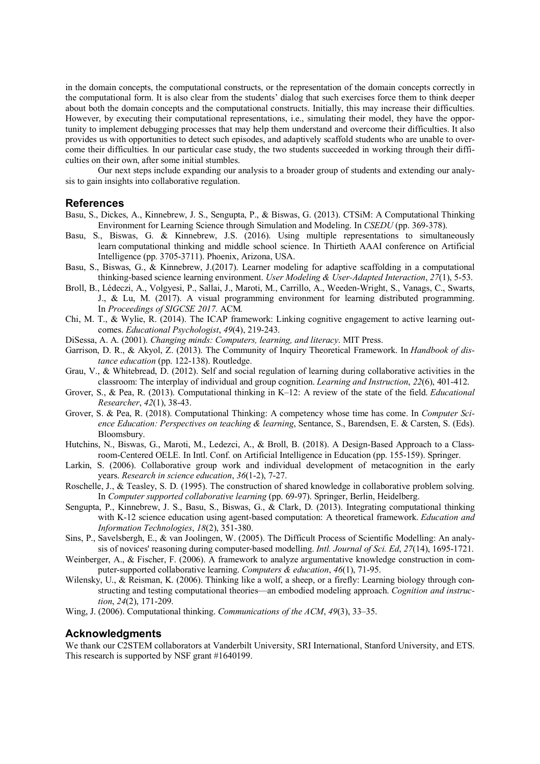in the domain concepts, the computational constructs, or the representation of the domain concepts correctly in the computational form. It is also clear from the students' dialog that such exercises force them to think deeper about both the domain concepts and the computational constructs. Initially, this may increase their difficulties. However, by executing their computational representations, i.e., simulating their model, they have the opportunity to implement debugging processes that may help them understand and overcome their difficulties. It also provides us with opportunities to detect such episodes, and adaptively scaffold students who are unable to overcome their difficulties. In our particular case study, the two students succeeded in working through their difficulties on their own, after some initial stumbles.

Our next steps include expanding our analysis to a broader group of students and extending our analysis to gain insights into collaborative regulation.

## References

Basu, S., Dickes, A., Kinnebrew, J. S., Sengupta, P., & Biswas, G. (2013). CTSiM: A Computational Thinking Environment for Learning Science through Simulation and Modeling. In *CSEDU* (pp. 369-378).

Basu, S., Biswas, G. & Kinnebrew, J.S. (2016). Using multiple representations to simultaneously learn computational thinking and middle school science. In Thirtieth AAAI conference on Artificial Intelligence (pp. 3705-3711). Phoenix, Arizona, USA.

Basu, S., Biswas, G., & Kinnebrew, J.(2017). Learner modeling for adaptive scaffolding in a computational thinking-based science learning environment. *User Modeling & User-Adapted Interaction*, *27*(1), 5-53.

Broll, B., Lédeczi, A., Volgyesi, P., Sallai, J., Maroti, M., Carrillo, A., Weeden-Wright, S., Vanags, C., Swarts, J., & Lu, M. (2017). A visual programming environment for learning distributed programming. In *Proceedings of SIGCSE 2017.* ACM.

Chi, M. T., & Wylie, R. (2014). The ICAP framework: Linking cognitive engagement to active learning outcomes. *Educational Psychologist*, *49*(4), 219-243.

DiSessa, A. A. (2001). *Changing minds: Computers, learning, and literacy*. MIT Press.

Garrison, D. R., & Akyol, Z. (2013). The Community of Inquiry Theoretical Framework. In *Handbook of distance education* (pp. 122-138). Routledge.

Grau, V., & Whitebread, D. (2012). Self and social regulation of learning during collaborative activities in the classroom: The interplay of individual and group cognition. *Learning and Instruction*, *22*(6), 401-412.

Grover, S., & Pea, R. (2013). Computational thinking in K–12: A review of the state of the field. *Educational Researcher*, *42*(1), 38-43.

Grover, S. & Pea, R. (2018). Computational Thinking: A competency whose time has come. In *Computer Science Education: Perspectives on teaching & learning*, Sentance, S., Barendsen, E. & Carsten, S. (Eds). Bloomsbury.

Hutchins, N., Biswas, G., Maroti, M., Ledezci, A., & Broll, B. (2018). A Design-Based Approach to a Classroom-Centered OELE. In Intl. Conf. on Artificial Intelligence in Education (pp. 155-159). Springer.

Larkin, S. (2006). Collaborative group work and individual development of metacognition in the early years. *Research in science education*, *36*(1-2), 7-27.

Roschelle, J., & Teasley, S. D. (1995). The construction of shared knowledge in collaborative problem solving. In *Computer supported collaborative learning* (pp. 69-97). Springer, Berlin, Heidelberg.

Sengupta, P., Kinnebrew, J. S., Basu, S., Biswas, G., & Clark, D. (2013). Integrating computational thinking with K-12 science education using agent-based computation: A theoretical framework. *Education and Information Technologies*, *18*(2), 351-380.

Sins, P., Savelsbergh, E., & van Joolingen, W. (2005). The Difficult Process of Scientific Modelling: An analysis of novices' reasoning during computer-based modelling. *Intl. Journal of Sci. Ed*, *27*(14), 1695-1721.

Weinberger, A., & Fischer, F. (2006). A framework to analyze argumentative knowledge construction in computer-supported collaborative learning. *Computers & education*, *46*(1), 71-95.

Wilensky, U., & Reisman, K. (2006). Thinking like a wolf, a sheep, or a firefly: Learning biology through constructing and testing computational theories—an embodied modeling approach. *Cognition and instruction*, *24*(2), 171-209.

Wing, J. (2006). Computational thinking. *Communications of the ACM*, *49*(3), 33–35.

## Acknowledgments

We thank our C2STEM collaborators at Vanderbilt University, SRI International, Stanford University, and ETS. This research is supported by NSF grant #1640199.